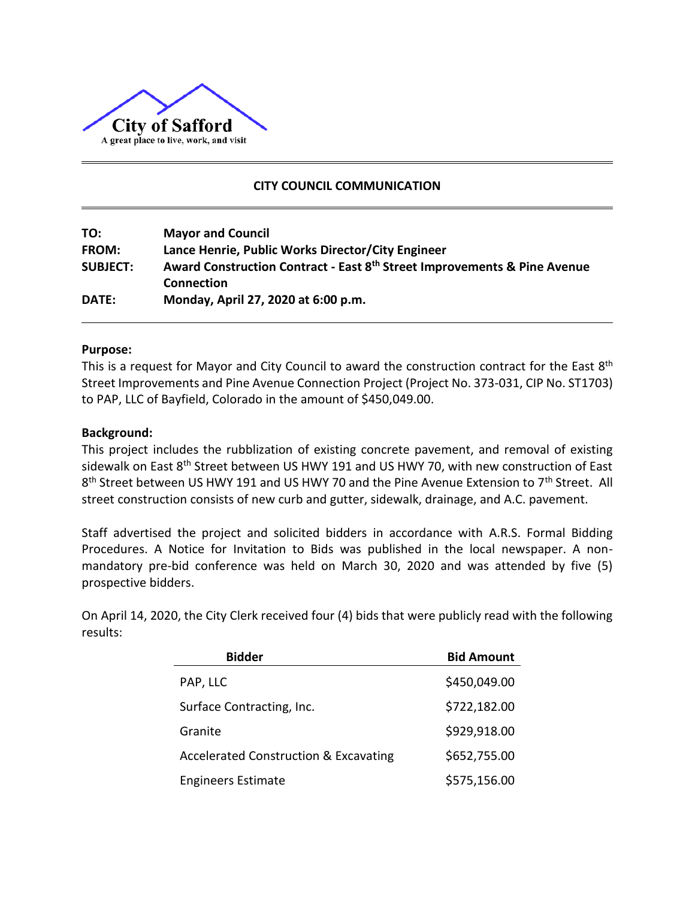City of Safford
A great place to live, work, and visit

## CITY COUNCIL COMMUNICATION

| | |
|---|---|
| **TO:** | **Mayor and Council** |
| **FROM:** | **Lance Henrie, Public Works Director/City Engineer** |
| **SUBJECT:** | **Award Construction Contract - East 8th Street Improvements & Pine Avenue Connection** |
| **DATE:** | **Monday, April 27, 2020 at 6:00 p.m.** |

**Purpose:**

This is a request for Mayor and City Council to award the construction contract for the East 8th Street Improvements and Pine Avenue Connection Project (Project No. 373-031, CIP No. ST1703) to PAP, LLC of Bayfield, Colorado in the amount of $450,049.00.

**Background:**

This project includes the rubblization of existing concrete pavement, and removal of existing sidewalk on East 8th Street between US HWY 191 and US HWY 70, with new construction of East 8th Street between US HWY 191 and US HWY 70 and the Pine Avenue Extension to 7th Street. All street construction consists of new curb and gutter, sidewalk, drainage, and A.C. pavement.

Staff advertised the project and solicited bidders in accordance with A.R.S. Formal Bidding Procedures. A Notice for Invitation to Bids was published in the local newspaper. A non-mandatory pre-bid conference was held on March 30, 2020 and was attended by five (5) prospective bidders.

On April 14, 2020, the City Clerk received four (4) bids that were publicly read with the following results:

| Bidder | Bid Amount |
|---|---|
| PAP, LLC | $450,049.00 |
| Surface Contracting, Inc. | $722,182.00 |
| Granite | $929,918.00 |
| Accelerated Construction & Excavating | $652,755.00 |
| Engineers Estimate | $575,156.00 |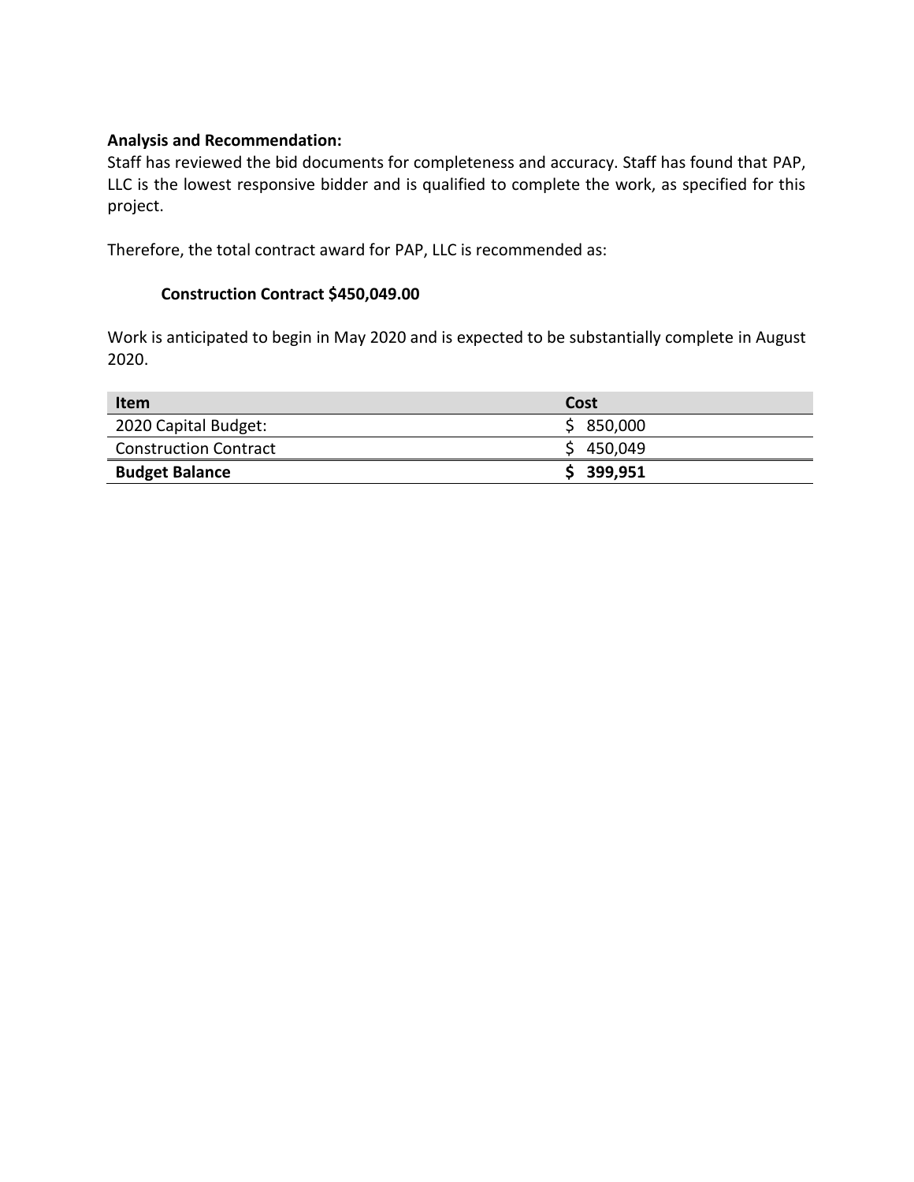**Analysis and Recommendation:**

Staff has reviewed the bid documents for completeness and accuracy. Staff has found that PAP, LLC is the lowest responsive bidder and is qualified to complete the work, as specified for this project.

Therefore, the total contract award for PAP, LLC is recommended as:

**Construction Contract $450,049.00**

Work is anticipated to begin in May 2020 and is expected to be substantially complete in August 2020.

| Item | Cost |
|---|---|
| 2020 Capital Budget: | $ 850,000 |
| Construction Contract | $ 450,049 |
| **Budget Balance** | **$ 399,951** |